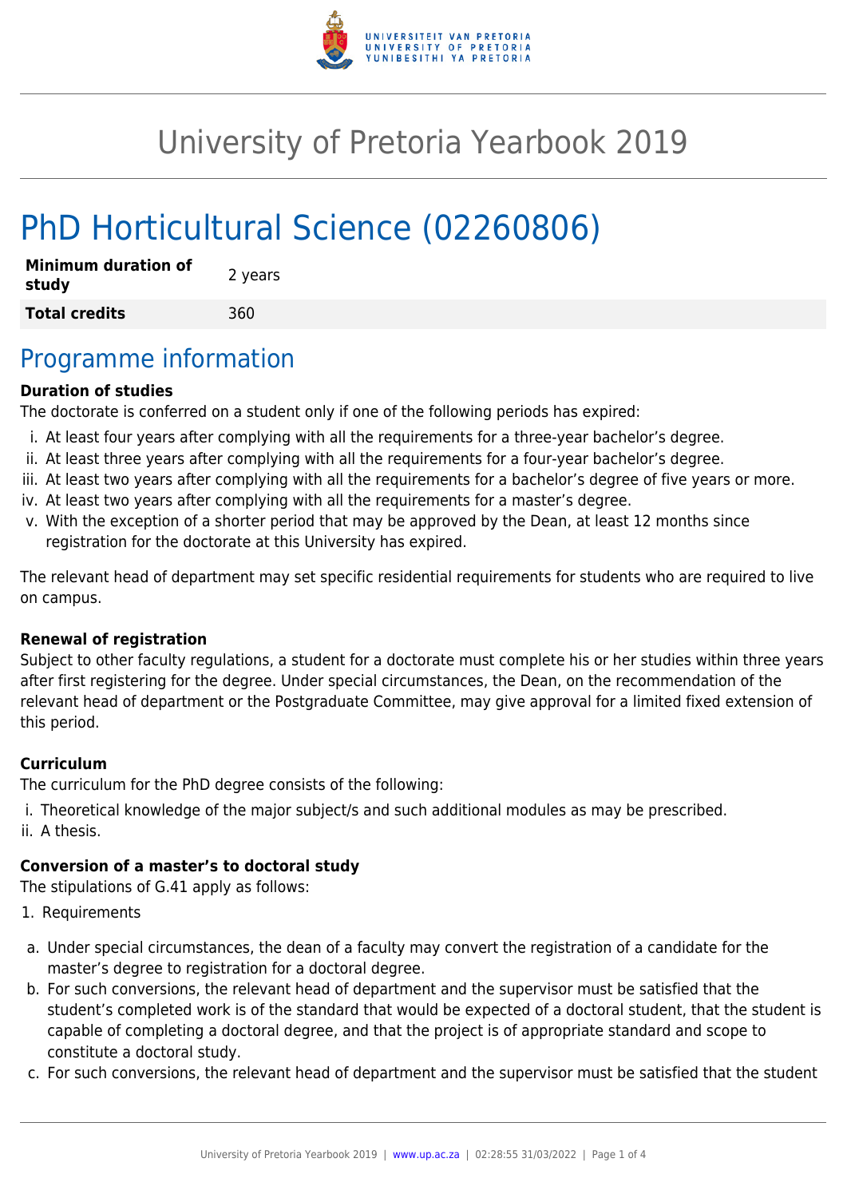# University of Pretoria Yearbook 2019

# PhD Horticultural Science (02260806)

| **Minimum duration of study** | 2 years |
|---|---|
| **Total credits** | 360 |

## Programme information

**Duration of studies**

The doctorate is conferred on a student only if one of the following periods has expired:

i. At least four years after complying with all the requirements for a three-year bachelor's degree.
ii. At least three years after complying with all the requirements for a four-year bachelor's degree.
iii. At least two years after complying with all the requirements for a bachelor's degree of five years or more.
iv. At least two years after complying with all the requirements for a master's degree.
v. With the exception of a shorter period that may be approved by the Dean, at least 12 months since registration for the doctorate at this University has expired.

The relevant head of department may set specific residential requirements for students who are required to live on campus.

**Renewal of registration**

Subject to other faculty regulations, a student for a doctorate must complete his or her studies within three years after first registering for the degree. Under special circumstances, the Dean, on the recommendation of the relevant head of department or the Postgraduate Committee, may give approval for a limited fixed extension of this period.

**Curriculum**

The curriculum for the PhD degree consists of the following:

i. Theoretical knowledge of the major subject/s and such additional modules as may be prescribed.
ii. A thesis.

**Conversion of a master's to doctoral study**

The stipulations of G.41 apply as follows:

1. Requirements

a. Under special circumstances, the dean of a faculty may convert the registration of a candidate for the master's degree to registration for a doctoral degree.
b. For such conversions, the relevant head of department and the supervisor must be satisfied that the student's completed work is of the standard that would be expected of a doctoral student, that the student is capable of completing a doctoral degree, and that the project is of appropriate standard and scope to constitute a doctoral study.
c. For such conversions, the relevant head of department and the supervisor must be satisfied that the student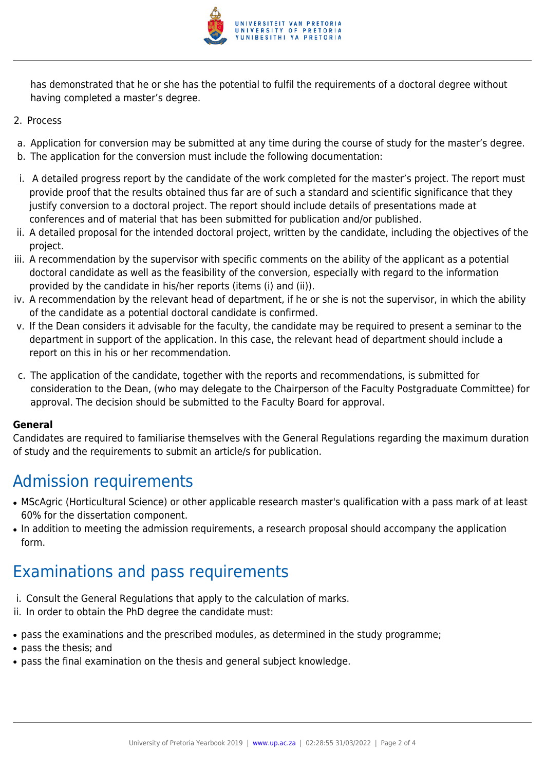has demonstrated that he or she has the potential to fulfil the requirements of a doctoral degree without having completed a master's degree.

2. Process

a. Application for conversion may be submitted at any time during the course of study for the master's degree.
b. The application for the conversion must include the following documentation:

i. A detailed progress report by the candidate of the work completed for the master's project. The report must provide proof that the results obtained thus far are of such a standard and scientific significance that they justify conversion to a doctoral project. The report should include details of presentations made at conferences and of material that has been submitted for publication and/or published.
ii. A detailed proposal for the intended doctoral project, written by the candidate, including the objectives of the project.
iii. A recommendation by the supervisor with specific comments on the ability of the applicant as a potential doctoral candidate as well as the feasibility of the conversion, especially with regard to the information provided by the candidate in his/her reports (items (i) and (ii)).
iv. A recommendation by the relevant head of department, if he or she is not the supervisor, in which the ability of the candidate as a potential doctoral candidate is confirmed.
v. If the Dean considers it advisable for the faculty, the candidate may be required to present a seminar to the department in support of the application. In this case, the relevant head of department should include a report on this in his or her recommendation.

c. The application of the candidate, together with the reports and recommendations, is submitted for consideration to the Dean, (who may delegate to the Chairperson of the Faculty Postgraduate Committee) for approval. The decision should be submitted to the Faculty Board for approval.

**General**
Candidates are required to familiarise themselves with the General Regulations regarding the maximum duration of study and the requirements to submit an article/s for publication.

# Admission requirements

- MScAgric (Horticultural Science) or other applicable research master's qualification with a pass mark of at least 60% for the dissertation component.
- In addition to meeting the admission requirements, a research proposal should accompany the application form.

# Examinations and pass requirements

i. Consult the General Regulations that apply to the calculation of marks.
ii. In order to obtain the PhD degree the candidate must:

- pass the examinations and the prescribed modules, as determined in the study programme;
- pass the thesis; and
- pass the final examination on the thesis and general subject knowledge.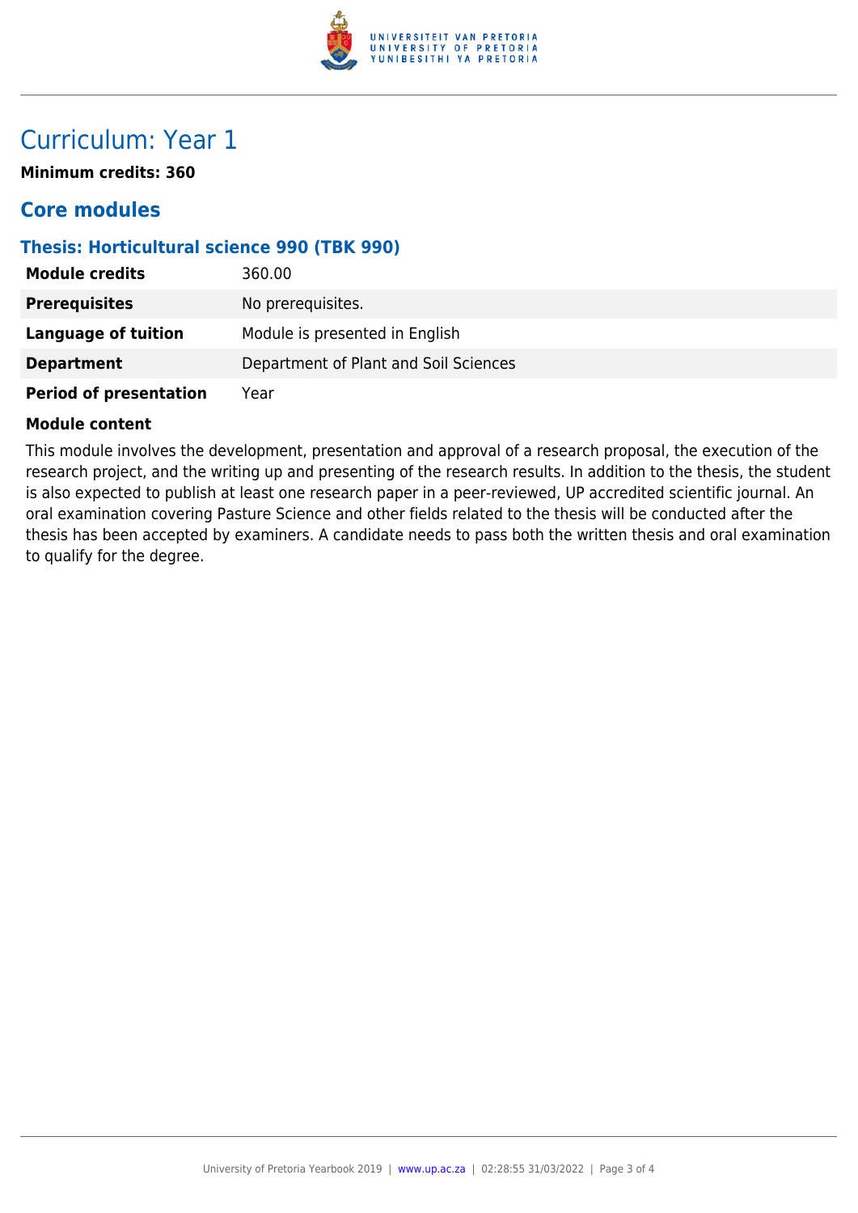# Curriculum: Year 1

**Minimum credits: 360**

## Core modules

### Thesis: Horticultural science 990 (TBK 990)

| | |
|---|---|
| **Module credits** | 360.00 |
| **Prerequisites** | No prerequisites. |
| **Language of tuition** | Module is presented in English |
| **Department** | Department of Plant and Soil Sciences |
| **Period of presentation** | Year |

**Module content**

This module involves the development, presentation and approval of a research proposal, the execution of the research project, and the writing up and presenting of the research results. In addition to the thesis, the student is also expected to publish at least one research paper in a peer-reviewed, UP accredited scientific journal. An oral examination covering Pasture Science and other fields related to the thesis will be conducted after the thesis has been accepted by examiners. A candidate needs to pass both the written thesis and oral examination to qualify for the degree.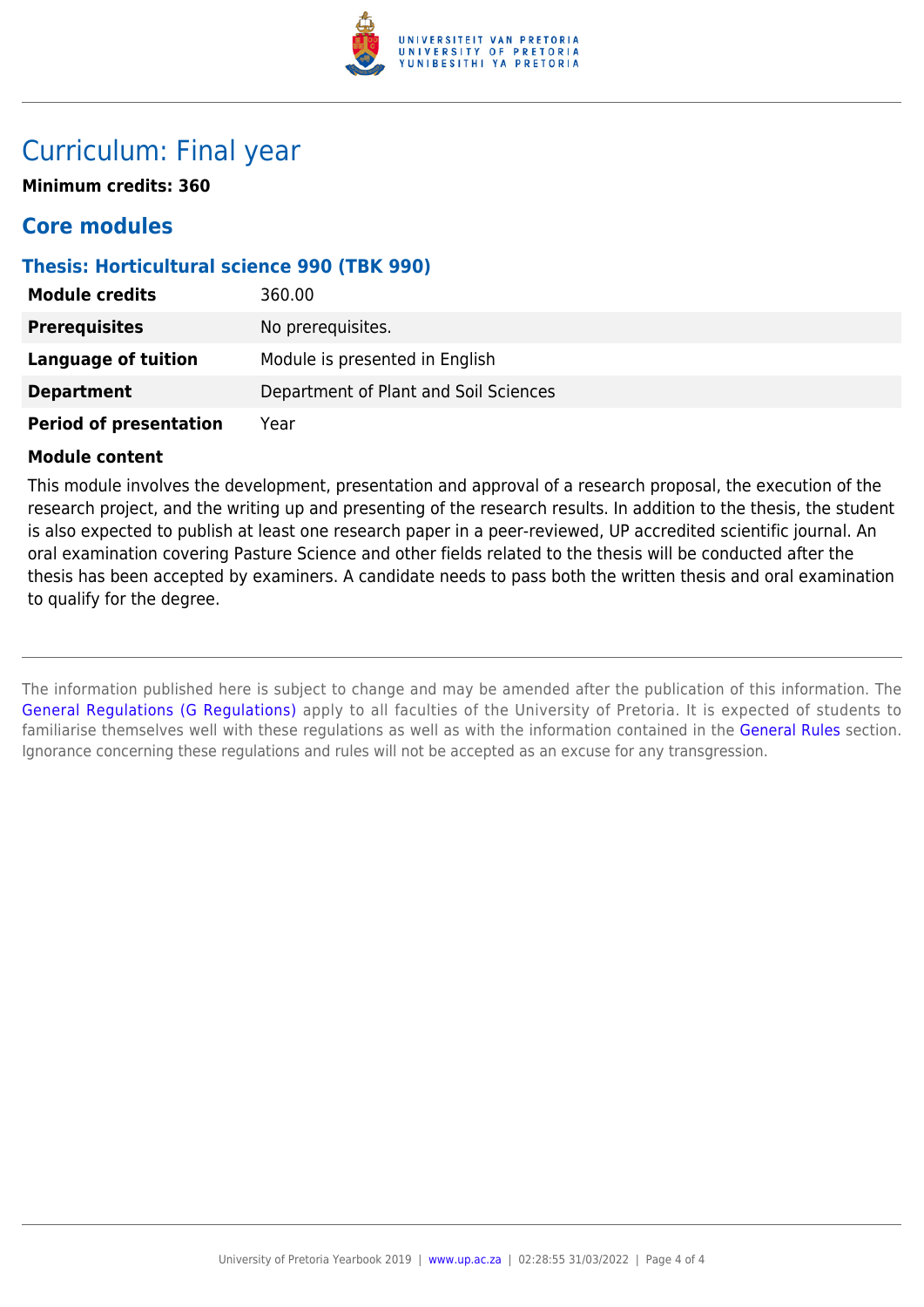# Curriculum: Final year

**Minimum credits: 360**

## Core modules

### Thesis: Horticultural science 990 (TBK 990)

| | |
|---|---|
| **Module credits** | 360.00 |
| **Prerequisites** | No prerequisites. |
| **Language of tuition** | Module is presented in English |
| **Department** | Department of Plant and Soil Sciences |
| **Period of presentation** | Year |

**Module content**

This module involves the development, presentation and approval of a research proposal, the execution of the research project, and the writing up and presenting of the research results. In addition to the thesis, the student is also expected to publish at least one research paper in a peer-reviewed, UP accredited scientific journal. An oral examination covering Pasture Science and other fields related to the thesis will be conducted after the thesis has been accepted by examiners. A candidate needs to pass both the written thesis and oral examination to qualify for the degree.

---

The information published here is subject to change and may be amended after the publication of this information. The General Regulations (G Regulations) apply to all faculties of the University of Pretoria. It is expected of students to familiarise themselves well with these regulations as well as with the information contained in the General Rules section. Ignorance concerning these regulations and rules will not be accepted as an excuse for any transgression.